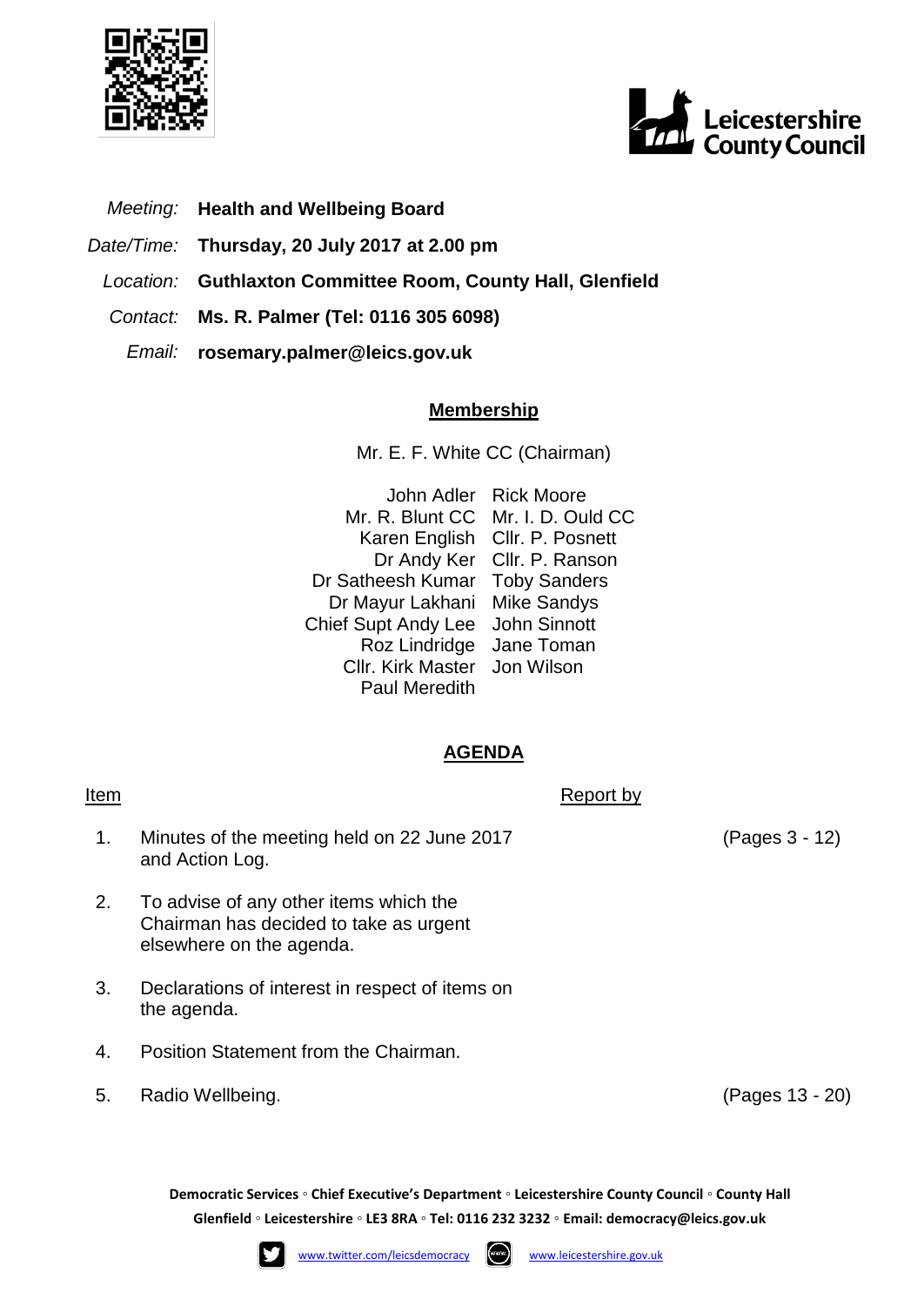Leicestershire County Council

*Meeting:* **Health and Wellbeing Board**

*Date/Time:* **Thursday, 20 July 2017 at 2.00 pm**

*Location:* **Guthlaxton Committee Room, County Hall, Glenfield**

*Contact:* **Ms. R. Palmer (Tel: 0116 305 6098)**

*Email:* **rosemary.palmer@leics.gov.uk**

## Membership

Mr. E. F. White CC (Chairman)

| | |
|---|---|
| John Adler | Rick Moore |
| Mr. R. Blunt CC | Mr. I. D. Ould CC |
| Karen English | Cllr. P. Posnett |
| Dr Andy Ker | Cllr. P. Ranson |
| Dr Satheesh Kumar | Toby Sanders |
| Dr Mayur Lakhani | Mike Sandys |
| Chief Supt Andy Lee | John Sinnott |
| Roz Lindridge | Jane Toman |
| Cllr. Kirk Master | Jon Wilson |
| Paul Meredith | |

## AGENDA

| Item | | Report by | |
|---|---|---|---|
| 1. | Minutes of the meeting held on 22 June 2017 and Action Log. | | (Pages 3 - 12) |
| 2. | To advise of any other items which the Chairman has decided to take as urgent elsewhere on the agenda. | | |
| 3. | Declarations of interest in respect of items on the agenda. | | |
| 4. | Position Statement from the Chairman. | | |
| 5. | Radio Wellbeing. | | (Pages 13 - 20) |

**Democratic Services ◦ Chief Executive's Department ◦ Leicestershire County Council ◦ County Hall Glenfield ◦ Leicestershire ◦ LE3 8RA ◦ Tel: 0116 232 3232 ◦ Email: democracy@leics.gov.uk**

www.twitter.com/leicsdemocracy www.leicestershire.gov.uk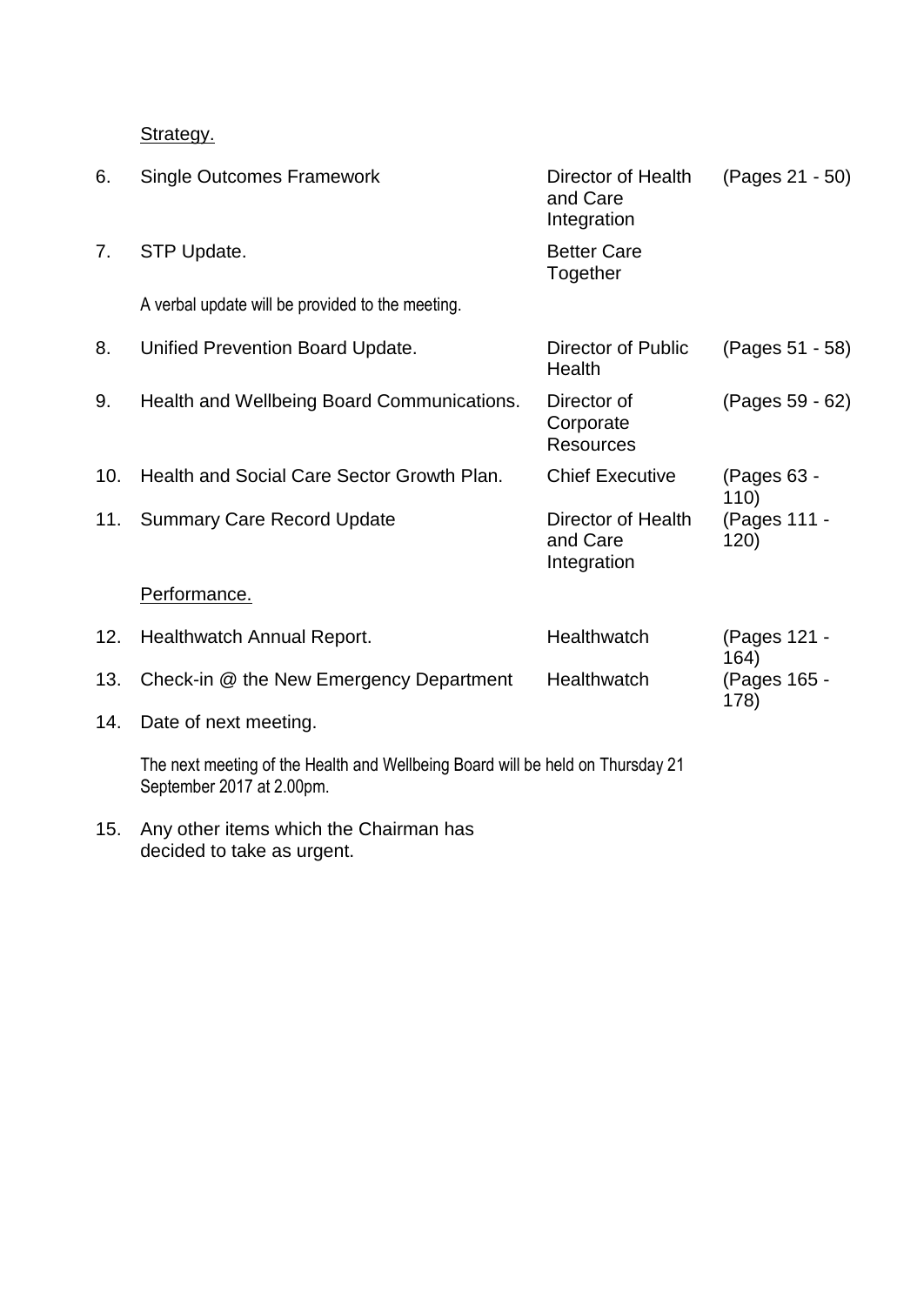Strategy.

| | | | |
|---|---|---|---|
| 6. | Single Outcomes Framework | Director of Health and Care Integration | (Pages 21 - 50) |
| 7. | STP Update. | Better Care Together | |
| | A verbal update will be provided to the meeting. | | |
| 8. | Unified Prevention Board Update. | Director of Public Health | (Pages 51 - 58) |
| 9. | Health and Wellbeing Board Communications. | Director of Corporate Resources | (Pages 59 - 62) |
| 10. | Health and Social Care Sector Growth Plan. | Chief Executive | (Pages 63 - 110) |
| 11. | Summary Care Record Update | Director of Health and Care Integration | (Pages 111 - 120) |

Performance.

| | | | |
|---|---|---|---|
| 12. | Healthwatch Annual Report. | Healthwatch | (Pages 121 - 164) |
| 13. | Check-in @ the New Emergency Department | Healthwatch | (Pages 165 - 178) |
| 14. | Date of next meeting. | | |

The next meeting of the Health and Wellbeing Board will be held on Thursday 21 September 2017 at 2.00pm.

15. Any other items which the Chairman has decided to take as urgent.